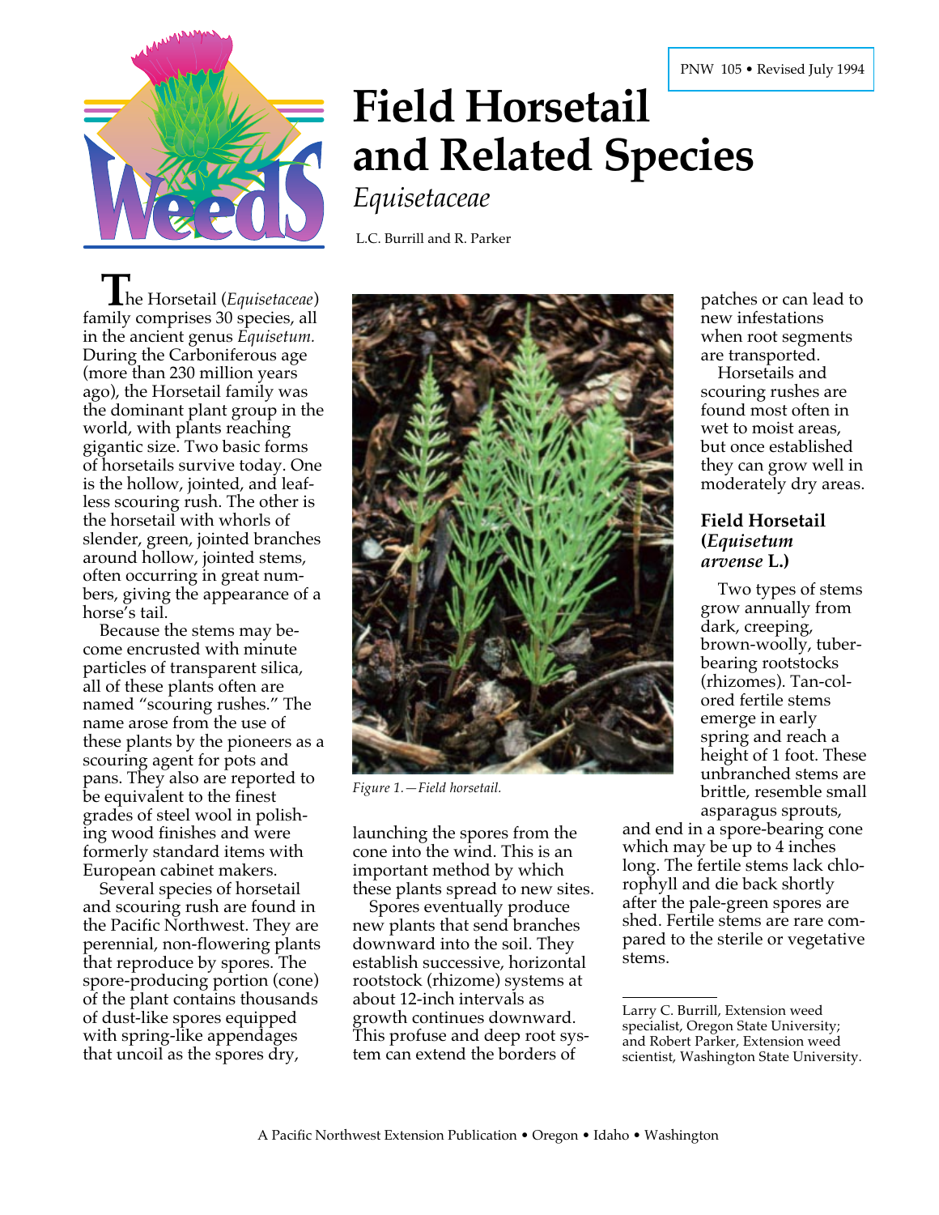PNW 105 • Revised July 1994

# Field Horsetail and Related Species

*Equisetaceae*

L.C. Burrill and R. Parker

The Horsetail (*Equisetaceae*) family comprises 30 species, all in the ancient genus *Equisetum.* During the Carboniferous age (more than 230 million years ago), the Horsetail family was the dominant plant group in the world, with plants reaching gigantic size. Two basic forms of horsetails survive today. One is the hollow, jointed, and leafless scouring rush. The other is the horsetail with whorls of slender, green, jointed branches around hollow, jointed stems, often occurring in great numbers, giving the appearance of a horse's tail.

Because the stems may become encrusted with minute particles of transparent silica, all of these plants often are named "scouring rushes." The name arose from the use of these plants by the pioneers as a scouring agent for pots and pans. They also are reported to be equivalent to the finest grades of steel wool in polishing wood finishes and were formerly standard items with European cabinet makers.

Several species of horsetail and scouring rush are found in the Pacific Northwest. They are perennial, non-flowering plants that reproduce by spores. The spore-producing portion (cone) of the plant contains thousands of dust-like spores equipped with spring-like appendages that uncoil as the spores dry, launching the spores from the cone into the wind. This is an important method by which these plants spread to new sites.

Spores eventually produce new plants that send branches downward into the soil. They establish successive, horizontal rootstock (rhizome) systems at about 12-inch intervals as growth continues downward. This profuse and deep root system can extend the borders of patches or can lead to new infestations when root segments are transported.

*Figure 1.—Field horsetail.*

Horsetails and scouring rushes are found most often in wet to moist areas, but once established they can grow well in moderately dry areas.

## Field Horsetail (*Equisetum arvense* L.)

Two types of stems grow annually from dark, creeping, brown-woolly, tuber-bearing rootstocks (rhizomes). Tan-colored fertile stems emerge in early spring and reach a height of 1 foot. These unbranched stems are brittle, resemble small asparagus sprouts, and end in a spore-bearing cone which may be up to 4 inches long. The fertile stems lack chlorophyll and die back shortly after the pale-green spores are shed. Fertile stems are rare compared to the sterile or vegetative stems.

---

Larry C. Burrill, Extension weed specialist, Oregon State University; and Robert Parker, Extension weed scientist, Washington State University.

A Pacific Northwest Extension Publication • Oregon • Idaho • Washington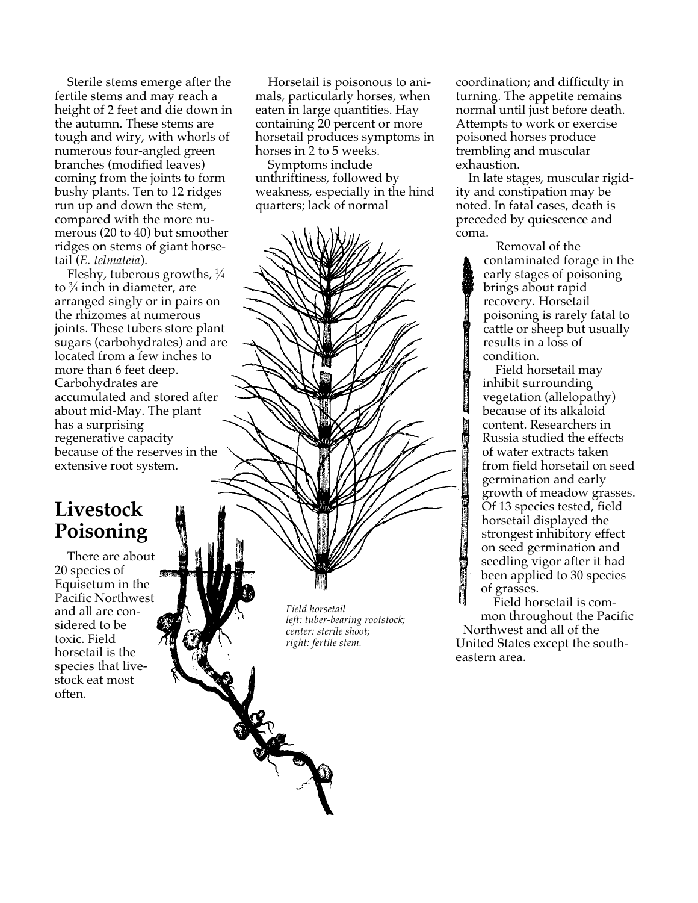Sterile stems emerge after the fertile stems and may reach a height of 2 feet and die down in the autumn. These stems are tough and wiry, with whorls of numerous four-angled green branches (modified leaves) coming from the joints to form bushy plants. Ten to 12 ridges run up and down the stem, compared with the more numerous (20 to 40) but smoother ridges on stems of giant horsetail (*E. telmateia*).

Fleshy, tuberous growths, ¼ to ¾ inch in diameter, are arranged singly or in pairs on the rhizomes at numerous joints. These tubers store plant sugars (carbohydrates) and are located from a few inches to more than 6 feet deep. Carbohydrates are accumulated and stored after about mid-May. The plant has a surprising regenerative capacity because of the reserves in the extensive root system.

## Livestock Poisoning

There are about 20 species of Equisetum in the Pacific Northwest and all are considered to be toxic. Field horsetail is the species that livestock eat most often.

Horsetail is poisonous to animals, particularly horses, when eaten in large quantities. Hay containing 20 percent or more horsetail produces symptoms in horses in 2 to 5 weeks.

Symptoms include unthriftiness, followed by weakness, especially in the hind quarters; lack of normal coordination; and difficulty in turning. The appetite remains normal until just before death. Attempts to work or exercise poisoned horses produce trembling and muscular exhaustion.

In late stages, muscular rigidity and constipation may be noted. In fatal cases, death is preceded by quiescence and coma.

Removal of the contaminated forage in the early stages of poisoning brings about rapid recovery. Horsetail poisoning is rarely fatal to cattle or sheep but usually results in a loss of condition.

Field horsetail may inhibit surrounding vegetation (allelopathy) because of its alkaloid content. Researchers in Russia studied the effects of water extracts taken from field horsetail on seed germination and early growth of meadow grasses. Of 13 species tested, field horsetail displayed the strongest inhibitory effect on seed germination and seedling vigor after it had been applied to 30 species of grasses.

Field horsetail is common throughout the Pacific Northwest and all of the United States except the southeastern area.

*Field horsetail*
*left: tuber-bearing rootstock;*
*center: sterile shoot;*
*right: fertile stem.*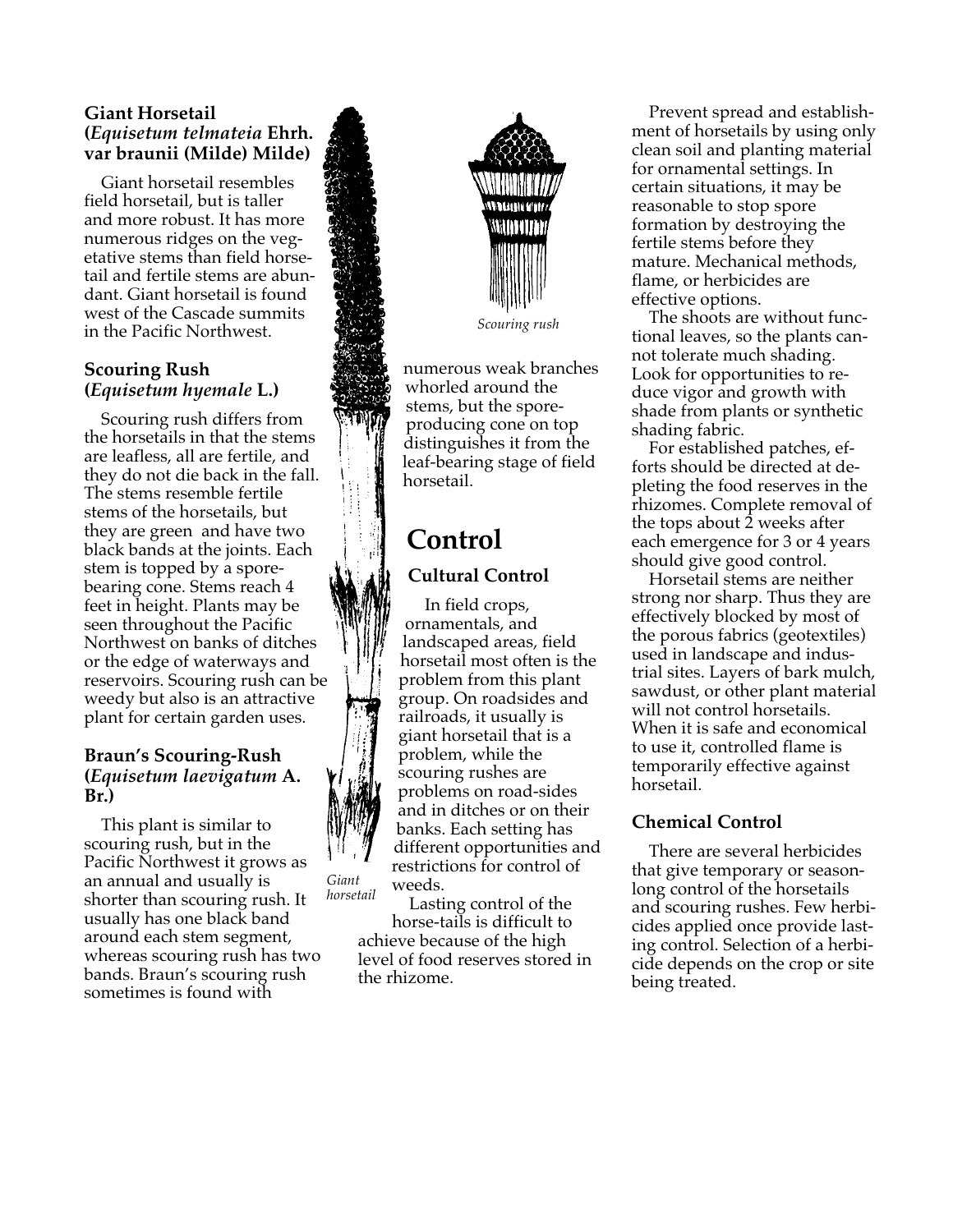### Giant Horsetail (*Equisetum telmateia* Ehrh. var braunii (Milde) Milde)

Giant horsetail resembles field horsetail, but is taller and more robust. It has more numerous ridges on the vegetative stems than field horsetail and fertile stems are abundant. Giant horsetail is found west of the Cascade summits in the Pacific Northwest.

### Scouring Rush (*Equisetum hyemale* L.)

Scouring rush differs from the horsetails in that the stems are leafless, all are fertile, and they do not die back in the fall. The stems resemble fertile stems of the horsetails, but they are green and have two black bands at the joints. Each stem is topped by a spore-bearing cone. Stems reach 4 feet in height. Plants may be seen throughout the Pacific Northwest on banks of ditches or the edge of waterways and reservoirs. Scouring rush can be weedy but also is an attractive plant for certain garden uses.

### Braun's Scouring-Rush (*Equisetum laevigatum* A. Br.)

This plant is similar to scouring rush, but in the Pacific Northwest it grows as an annual and usually is shorter than scouring rush. It usually has one black band around each stem segment, whereas scouring rush has two bands. Braun's scouring rush sometimes is found with numerous weak branches whorled around the stems, but the spore-producing cone on top distinguishes it from the leaf-bearing stage of field horsetail.

*Giant horsetail*

*Scouring rush*

# Control

### Cultural Control

In field crops, ornamentals, and landscaped areas, field horsetail most often is the problem from this plant group. On roadsides and railroads, it usually is giant horsetail that is a problem, while the scouring rushes are problems on road-sides and in ditches or on their banks. Each setting has different opportunities and restrictions for control of weeds.

Lasting control of the horse-tails is difficult to achieve because of the high level of food reserves stored in the rhizome.

Prevent spread and establishment of horsetails by using only clean soil and planting material for ornamental settings. In certain situations, it may be reasonable to stop spore formation by destroying the fertile stems before they mature. Mechanical methods, flame, or herbicides are effective options.

The shoots are without functional leaves, so the plants cannot tolerate much shading. Look for opportunities to reduce vigor and growth with shade from plants or synthetic shading fabric.

For established patches, efforts should be directed at depleting the food reserves in the rhizomes. Complete removal of the tops about 2 weeks after each emergence for 3 or 4 years should give good control.

Horsetail stems are neither strong nor sharp. Thus they are effectively blocked by most of the porous fabrics (geotextiles) used in landscape and industrial sites. Layers of bark mulch, sawdust, or other plant material will not control horsetails. When it is safe and economical to use it, controlled flame is temporarily effective against horsetail.

### Chemical Control

There are several herbicides that give temporary or season-long control of the horsetails and scouring rushes. Few herbicides applied once provide lasting control. Selection of a herbicide depends on the crop or site being treated.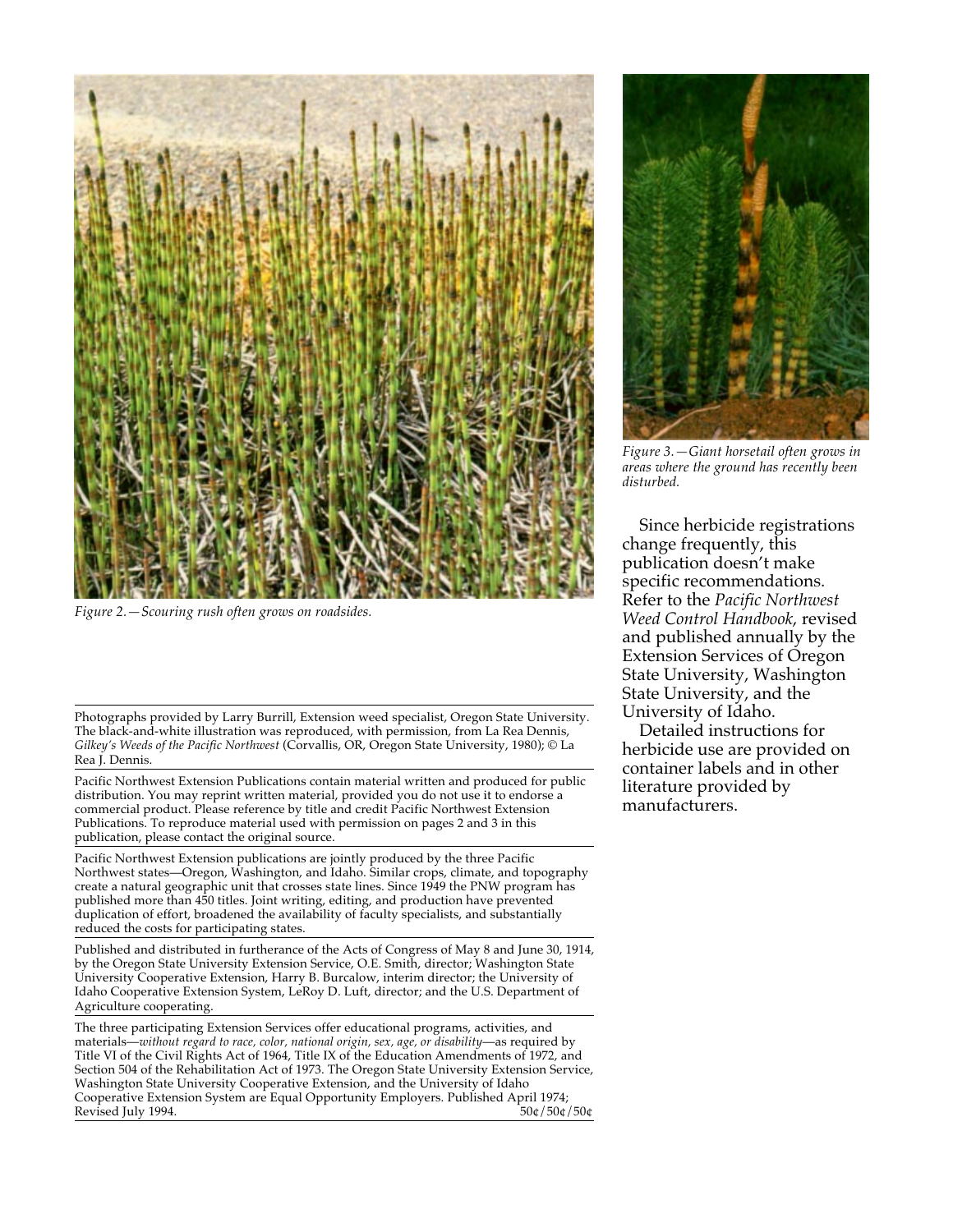Figure 2.—Scouring rush often grows on roadsides.

Figure 3.—Giant horsetail often grows in areas where the ground has recently been disturbed.

Since herbicide registrations change frequently, this publication doesn't make specific recommendations. Refer to the *Pacific Northwest Weed Control Handbook*, revised and published annually by the Extension Services of Oregon State University, Washington State University, and the University of Idaho.

Detailed instructions for herbicide use are provided on container labels and in other literature provided by manufacturers.

---

Photographs provided by Larry Burrill, Extension weed specialist, Oregon State University. The black-and-white illustration was reproduced, with permission, from La Rea Dennis, *Gilkey's Weeds of the Pacific Northwest* (Corvallis, OR, Oregon State University, 1980); © La Rea J. Dennis.

Pacific Northwest Extension Publications contain material written and produced for public distribution. You may reprint written material, provided you do not use it to endorse a commercial product. Please reference by title and credit Pacific Northwest Extension Publications. To reproduce material used with permission on pages 2 and 3 in this publication, please contact the original source.

Pacific Northwest Extension publications are jointly produced by the three Pacific Northwest states—Oregon, Washington, and Idaho. Similar crops, climate, and topography create a natural geographic unit that crosses state lines. Since 1949 the PNW program has published more than 450 titles. Joint writing, editing, and production have prevented duplication of effort, broadened the availability of faculty specialists, and substantially reduced the costs for participating states.

Published and distributed in furtherance of the Acts of Congress of May 8 and June 30, 1914, by the Oregon State University Extension Service, O.E. Smith, director; Washington State University Cooperative Extension, Harry B. Burcalow, interim director; the University of Idaho Cooperative Extension System, LeRoy D. Luft, director; and the U.S. Department of Agriculture cooperating.

The three participating Extension Services offer educational programs, activities, and materials—*without regard to race, color, national origin, sex, age, or disability*—as required by Title VI of the Civil Rights Act of 1964, Title IX of the Education Amendments of 1972, and Section 504 of the Rehabilitation Act of 1973. The Oregon State University Extension Service, Washington State University Cooperative Extension, and the University of Idaho Cooperative Extension System are Equal Opportunity Employers. Published April 1974; Revised July 1994. 50¢/50¢/50¢